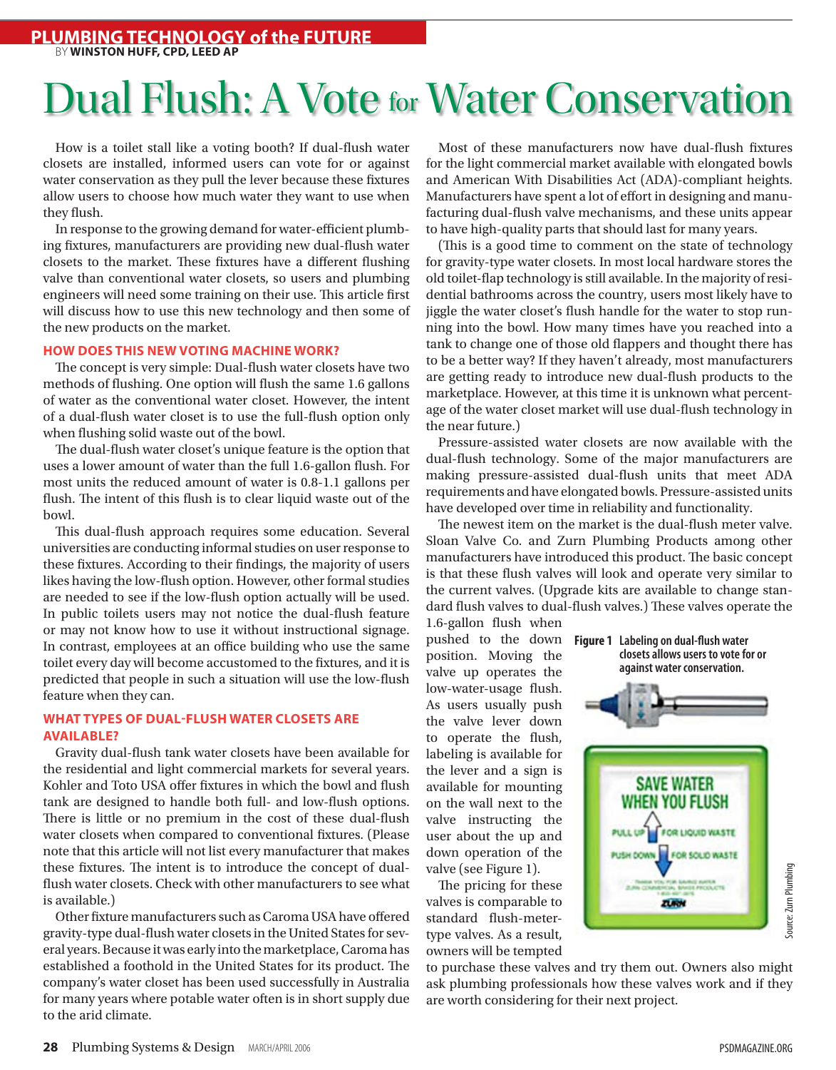PLUMBING TECHNOLOGY of the FUTURE

BY **WINSTON HUFF, CPD, LEED AP**

# Dual Flush: A Vote for Water Conservation

How is a toilet stall like a voting booth? If dual-flush water closets are installed, informed users can vote for or against water conservation as they pull the lever because these fixtures allow users to choose how much water they want to use when they flush.

In response to the growing demand for water-efficient plumbing fixtures, manufacturers are providing new dual-flush water closets to the market. These fixtures have a different flushing valve than conventional water closets, so users and plumbing engineers will need some training on their use. This article first will discuss how to use this new technology and then some of the new products on the market.

## HOW DOES THIS NEW VOTING MACHINE WORK?

The concept is very simple: Dual-flush water closets have two methods of flushing. One option will flush the same 1.6 gallons of water as the conventional water closet. However, the intent of a dual-flush water closet is to use the full-flush option only when flushing solid waste out of the bowl.

The dual-flush water closet's unique feature is the option that uses a lower amount of water than the full 1.6-gallon flush. For most units the reduced amount of water is 0.8-1.1 gallons per flush. The intent of this flush is to clear liquid waste out of the bowl.

This dual-flush approach requires some education. Several universities are conducting informal studies on user response to these fixtures. According to their findings, the majority of users likes having the low-flush option. However, other formal studies are needed to see if the low-flush option actually will be used. In public toilets users may not notice the dual-flush feature or may not know how to use it without instructional signage. In contrast, employees at an office building who use the same toilet every day will become accustomed to the fixtures, and it is predicted that people in such a situation will use the low-flush feature when they can.

## WHAT TYPES OF DUAL-FLUSH WATER CLOSETS ARE AVAILABLE?

Gravity dual-flush tank water closets have been available for the residential and light commercial markets for several years. Kohler and Toto USA offer fixtures in which the bowl and flush tank are designed to handle both full- and low-flush options. There is little or no premium in the cost of these dual-flush water closets when compared to conventional fixtures. (Please note that this article will not list every manufacturer that makes these fixtures. The intent is to introduce the concept of dual-flush water closets. Check with other manufacturers to see what is available.)

Other fixture manufacturers such as Caroma USA have offered gravity-type dual-flush water closets in the United States for several years. Because it was early into the marketplace, Caroma has established a foothold in the United States for its product. The company's water closet has been used successfully in Australia for many years where potable water often is in short supply due to the arid climate.

Most of these manufacturers now have dual-flush fixtures for the light commercial market available with elongated bowls and American With Disabilities Act (ADA)-compliant heights. Manufacturers have spent a lot of effort in designing and manufacturing dual-flush valve mechanisms, and these units appear to have high-quality parts that should last for many years.

(This is a good time to comment on the state of technology for gravity-type water closets. In most local hardware stores the old toilet-flap technology is still available. In the majority of residential bathrooms across the country, users most likely have to jiggle the water closet's flush handle for the water to stop running into the bowl. How many times have you reached into a tank to change one of those old flappers and thought there has to be a better way? If they haven't already, most manufacturers are getting ready to introduce new dual-flush products to the marketplace. However, at this time it is unknown what percentage of the water closet market will use dual-flush technology in the near future.)

Pressure-assisted water closets are now available with the dual-flush technology. Some of the major manufacturers are making pressure-assisted dual-flush units that meet ADA requirements and have elongated bowls. Pressure-assisted units have developed over time in reliability and functionality.

The newest item on the market is the dual-flush meter valve. Sloan Valve Co. and Zurn Plumbing Products among other manufacturers have introduced this product. The basic concept is that these flush valves will look and operate very similar to the current valves. (Upgrade kits are available to change standard flush valves to dual-flush valves.) These valves operate the 1.6-gallon flush when pushed to the down position. Moving the valve up operates the low-water-usage flush. As users usually push the valve lever down to operate the flush, labeling is available for the lever and a sign is available for mounting on the wall next to the valve instructing the user about the up and down operation of the valve (see Figure 1).

**Figure 1** Labeling on dual-flush water closets allows users to vote for or against water conservation.

Source: Zurn Plumbing

The pricing for these valves is comparable to standard flush-meter-type valves. As a result, owners will be tempted to purchase these valves and try them out. Owners also might ask plumbing professionals how these valves work and if they are worth considering for their next project.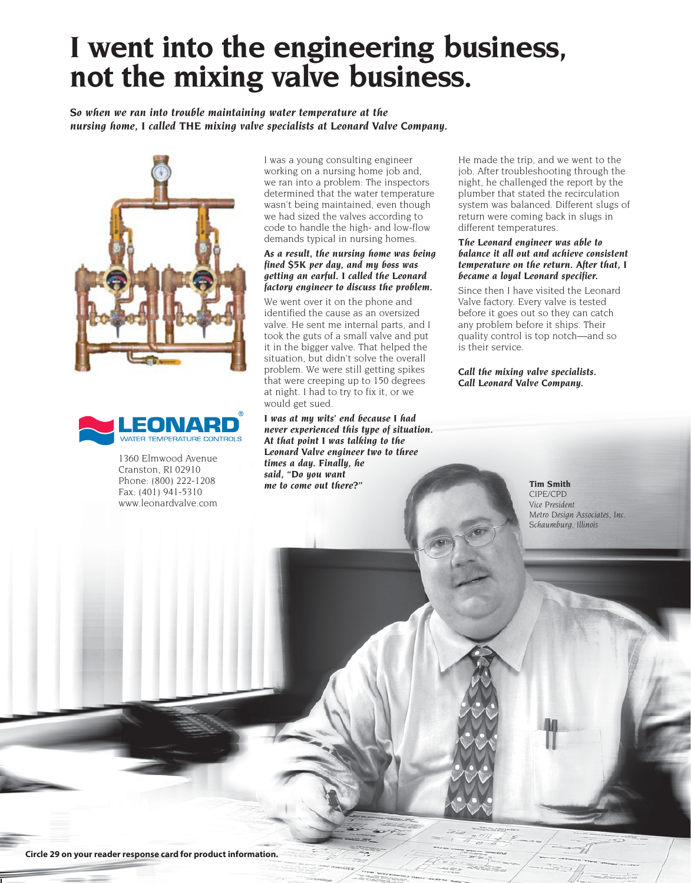# I went into the engineering business, not the mixing valve business.

***So when we ran into trouble maintaining water temperature at the nursing home, I called THE mixing valve specialists at Leonard Valve Company.***

I was a young consulting engineer working on a nursing home job and, we ran into a problem: The inspectors determined that the water temperature wasn't being maintained, even though we had sized the valves according to code to handle the high- and low-flow demands typical in nursing homes.

***As a result, the nursing home was being fined $5K per day, and my boss was getting an earful. I called the Leonard factory engineer to discuss the problem.***

We went over it on the phone and identified the cause as an oversized valve. He sent me internal parts, and I took the guts of a small valve and put it in the bigger valve. That helped the situation, but didn't solve the overall problem. We were still getting spikes that were creeping up to 150 degrees at night. I had to try to fix it, or we would get sued.

***I was at my wits' end because I had never experienced this type of situation. At that point I was talking to the Leonard Valve engineer two to three times a day. Finally, he said, "Do you want me to come out there?"***

He made the trip, and we went to the job. After troubleshooting through the night, he challenged the report by the plumber that stated the recirculation system was balanced. Different slugs of return were coming back in slugs in different temperatures.

***The Leonard engineer was able to balance it all out and achieve consistent temperature on the return. After that, I became a loyal Leonard specifier.***

Since then I have visited the Leonard Valve factory. Every valve is tested before it goes out so they can catch any problem before it ships. Their quality control is top notch—and so is their service.

***Call the mixing valve specialists. Call Leonard Valve Company.***

**Tim Smith**
CIPE/CPD
*Vice President*
*Metro Design Associates, Inc.*
*Schaumburg, Illinois*

LEONARD®
WATER TEMPERATURE CONTROLS

1360 Elmwood Avenue
Cranston, RI 02910
Phone: (800) 222-1208
Fax: (401) 941-5310
www.leonardvalve.com

**Circle 29 on your reader response card for product information.**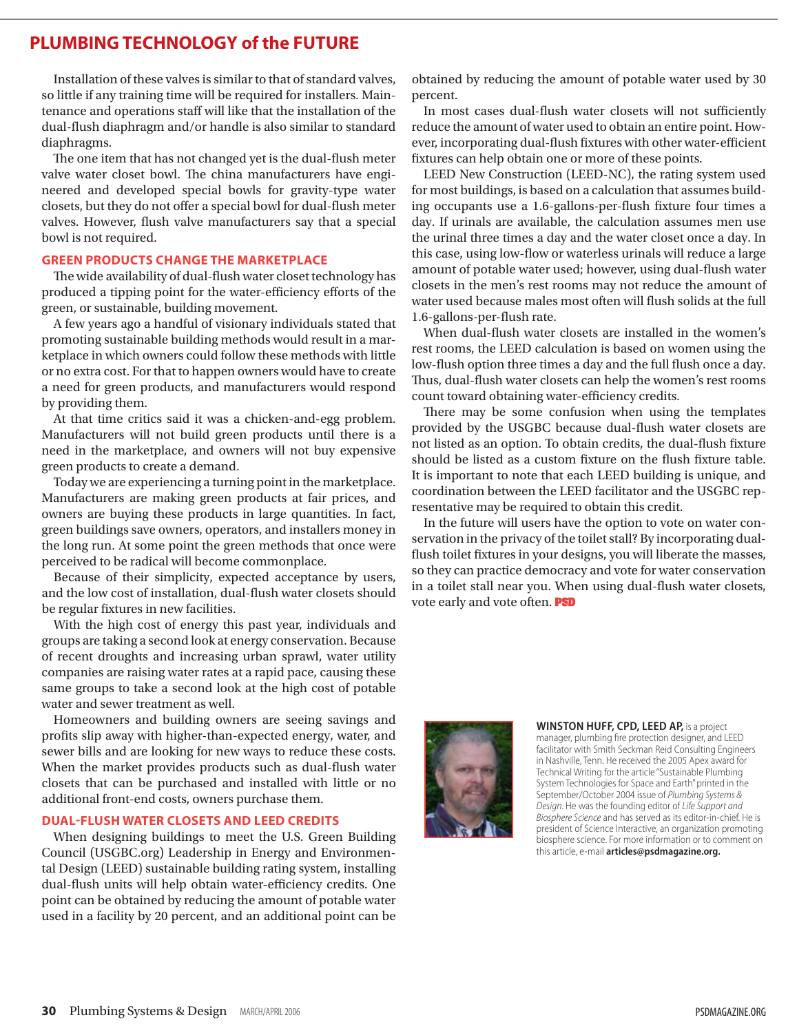Installation of these valves is similar to that of standard valves, so little if any training time will be required for installers. Maintenance and operations staff will like that the installation of the dual-flush diaphragm and/or handle is also similar to standard diaphragms.

The one item that has not changed yet is the dual-flush meter valve water closet bowl. The china manufacturers have engineered and developed special bowls for gravity-type water closets, but they do not offer a special bowl for dual-flush meter valves. However, flush valve manufacturers say that a special bowl is not required.

### GREEN PRODUCTS CHANGE THE MARKETPLACE

The wide availability of dual-flush water closet technology has produced a tipping point for the water-efficiency efforts of the green, or sustainable, building movement.

A few years ago a handful of visionary individuals stated that promoting sustainable building methods would result in a marketplace in which owners could follow these methods with little or no extra cost. For that to happen owners would have to create a need for green products, and manufacturers would respond by providing them.

At that time critics said it was a chicken-and-egg problem. Manufacturers will not build green products until there is a need in the marketplace, and owners will not buy expensive green products to create a demand.

Today we are experiencing a turning point in the marketplace. Manufacturers are making green products at fair prices, and owners are buying these products in large quantities. In fact, green buildings save owners, operators, and installers money in the long run. At some point the green methods that once were perceived to be radical will become commonplace.

Because of their simplicity, expected acceptance by users, and the low cost of installation, dual-flush water closets should be regular fixtures in new facilities.

With the high cost of energy this past year, individuals and groups are taking a second look at energy conservation. Because of recent droughts and increasing urban sprawl, water utility companies are raising water rates at a rapid pace, causing these same groups to take a second look at the high cost of potable water and sewer treatment as well.

Homeowners and building owners are seeing savings and profits slip away with higher-than-expected energy, water, and sewer bills and are looking for new ways to reduce these costs. When the market provides products such as dual-flush water closets that can be purchased and installed with little or no additional front-end costs, owners purchase them.

### DUAL-FLUSH WATER CLOSETS AND LEED CREDITS

When designing buildings to meet the U.S. Green Building Council (USGBC.org) Leadership in Energy and Environmental Design (LEED) sustainable building rating system, installing dual-flush units will help obtain water-efficiency credits. One point can be obtained by reducing the amount of potable water used in a facility by 20 percent, and an additional point can be obtained by reducing the amount of potable water used by 30 percent.

In most cases dual-flush water closets will not sufficiently reduce the amount of water used to obtain an entire point. However, incorporating dual-flush fixtures with other water-efficient fixtures can help obtain one or more of these points.

LEED New Construction (LEED-NC), the rating system used for most buildings, is based on a calculation that assumes building occupants use a 1.6-gallons-per-flush fixture four times a day. If urinals are available, the calculation assumes men use the urinal three times a day and the water closet once a day. In this case, using low-flow or waterless urinals will reduce a large amount of potable water used; however, using dual-flush water closets in the men's rest rooms may not reduce the amount of water used because males most often will flush solids at the full 1.6-gallons-per-flush rate.

When dual-flush water closets are installed in the women's rest rooms, the LEED calculation is based on women using the low-flush option three times a day and the full flush once a day. Thus, dual-flush water closets can help the women's rest rooms count toward obtaining water-efficiency credits.

There may be some confusion when using the templates provided by the USGBC because dual-flush water closets are not listed as an option. To obtain credits, the dual-flush fixture should be listed as a custom fixture on the flush fixture table. It is important to note that each LEED building is unique, and coordination between the LEED facilitator and the USGBC representative may be required to obtain this credit.

In the future will users have the option to vote on water conservation in the privacy of the toilet stall? By incorporating dual-flush toilet fixtures in your designs, you will liberate the masses, so they can practice democracy and vote for water conservation in a toilet stall near you. When using dual-flush water closets, vote early and vote often. **PSD**

**WINSTON HUFF, CPD, LEED AP,** is a project manager, plumbing fire protection designer, and LEED facilitator with Smith Seckman Reid Consulting Engineers in Nashville, Tenn. He received the 2005 Apex award for Technical Writing for the article "Sustainable Plumbing System Technologies for Space and Earth" printed in the September/October 2004 issue of *Plumbing Systems & Design*. He was the founding editor of *Life Support and Biosphere Science* and has served as its editor-in-chief. He is president of Science Interactive, an organization promoting biosphere science. For more information or to comment on this article, e-mail **articles@psdmagazine.org.**